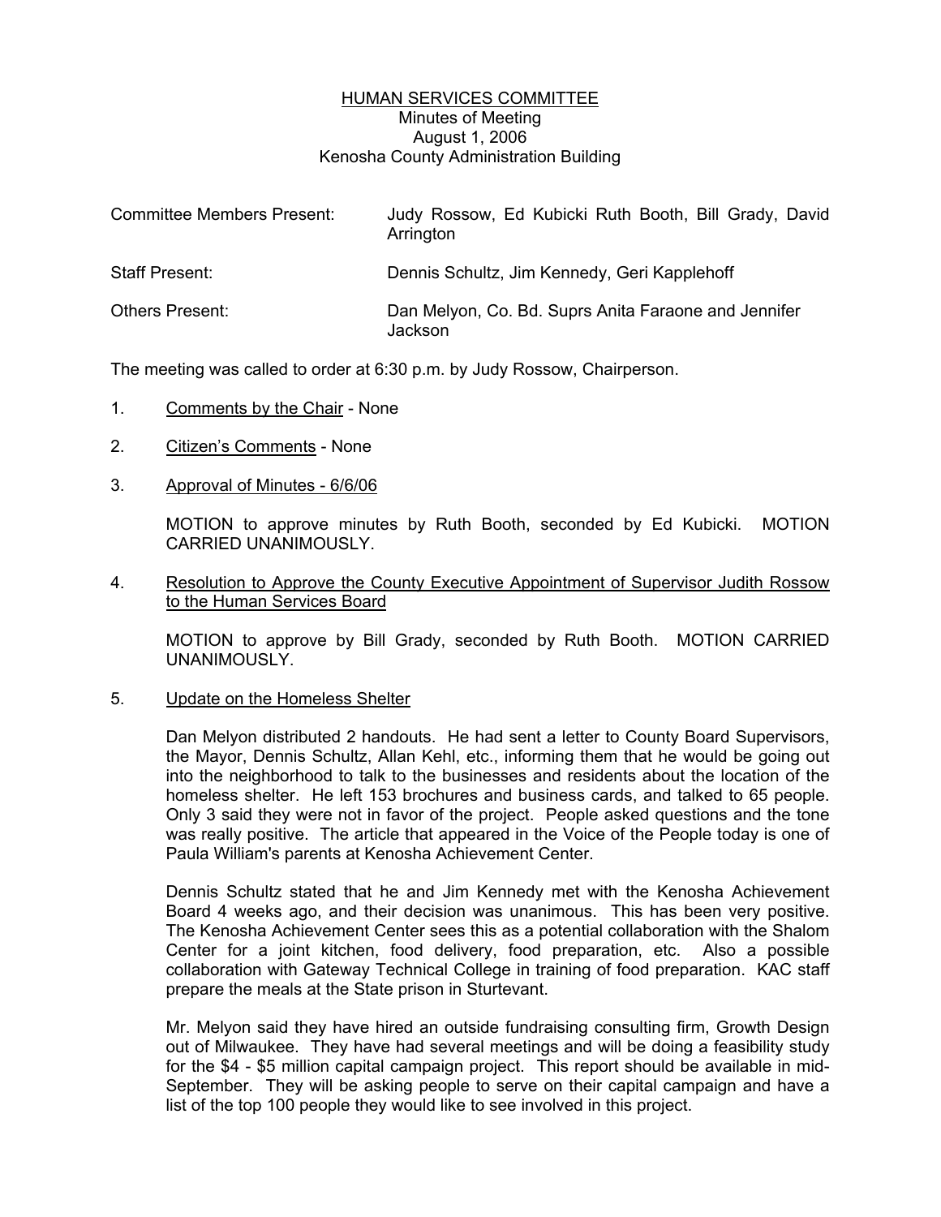<u>HUMAN SERVICES COMMITTEE</u>
Minutes of Meeting
August 1, 2006
Kenosha County Administration Building

| | |
|---|---|
| Committee Members Present: | Judy Rossow, Ed Kubicki Ruth Booth, Bill Grady, David Arrington |
| Staff Present: | Dennis Schultz, Jim Kennedy, Geri Kapplehoff |
| Others Present: | Dan Melyon, Co. Bd. Suprs Anita Faraone and Jennifer Jackson |

The meeting was called to order at 6:30 p.m. by Judy Rossow, Chairperson.

1. <u>Comments by the Chair</u> - None

2. <u>Citizen's Comments</u> - None

3. <u>Approval of Minutes - 6/6/06</u>

   MOTION to approve minutes by Ruth Booth, seconded by Ed Kubicki. MOTION CARRIED UNANIMOUSLY.

4. <u>Resolution to Approve the County Executive Appointment of Supervisor Judith Rossow to the Human Services Board</u>

   MOTION to approve by Bill Grady, seconded by Ruth Booth. MOTION CARRIED UNANIMOUSLY.

5. <u>Update on the Homeless Shelter</u>

   Dan Melyon distributed 2 handouts. He had sent a letter to County Board Supervisors, the Mayor, Dennis Schultz, Allan Kehl, etc., informing them that he would be going out into the neighborhood to talk to the businesses and residents about the location of the homeless shelter. He left 153 brochures and business cards, and talked to 65 people. Only 3 said they were not in favor of the project. People asked questions and the tone was really positive. The article that appeared in the Voice of the People today is one of Paula William's parents at Kenosha Achievement Center.

   Dennis Schultz stated that he and Jim Kennedy met with the Kenosha Achievement Board 4 weeks ago, and their decision was unanimous. This has been very positive. The Kenosha Achievement Center sees this as a potential collaboration with the Shalom Center for a joint kitchen, food delivery, food preparation, etc. Also a possible collaboration with Gateway Technical College in training of food preparation. KAC staff prepare the meals at the State prison in Sturtevant.

   Mr. Melyon said they have hired an outside fundraising consulting firm, Growth Design out of Milwaukee. They have had several meetings and will be doing a feasibility study for the $4 - $5 million capital campaign project. This report should be available in mid-September. They will be asking people to serve on their capital campaign and have a list of the top 100 people they would like to see involved in this project.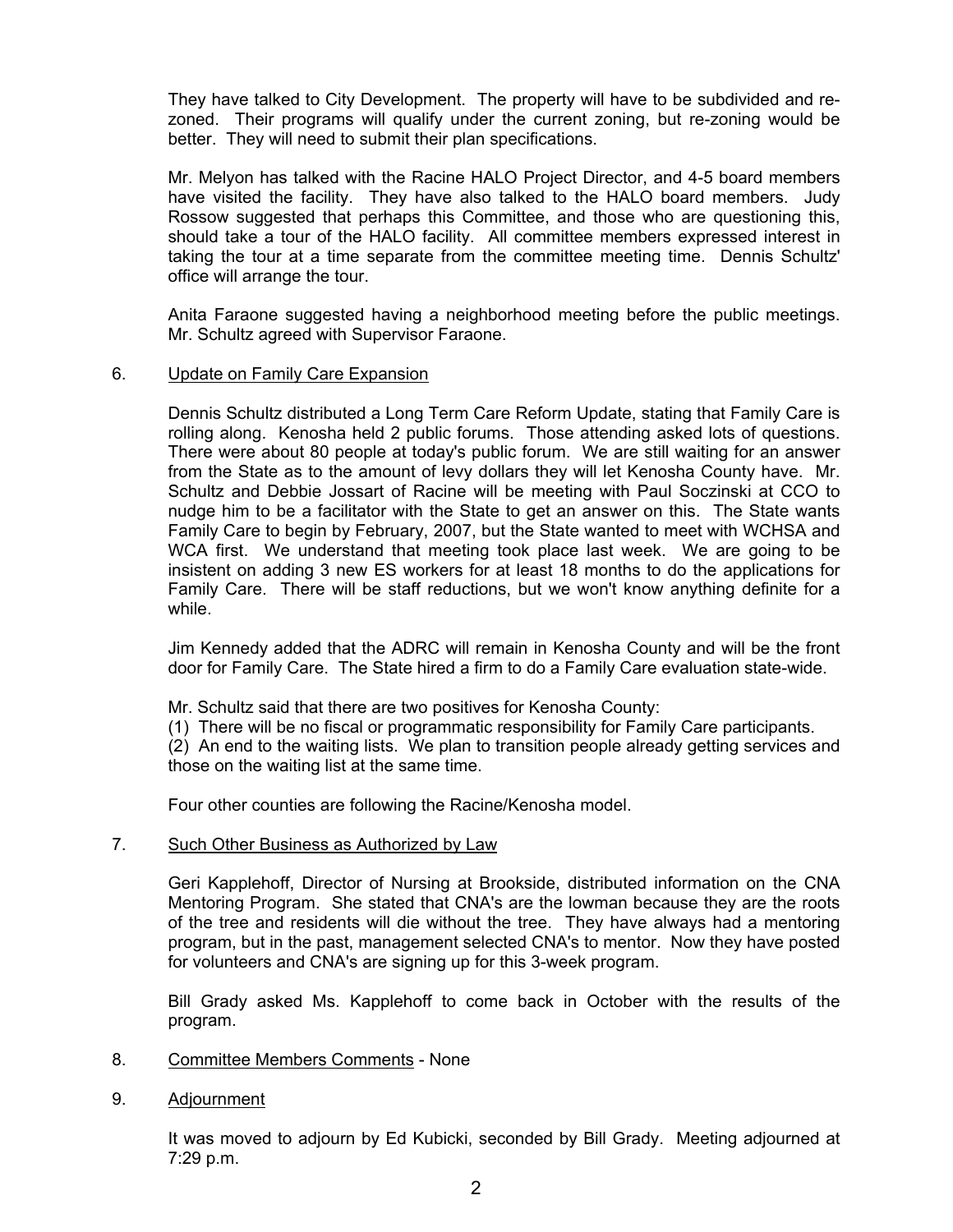They have talked to City Development. The property will have to be subdivided and re-zoned. Their programs will qualify under the current zoning, but re-zoning would be better. They will need to submit their plan specifications.

Mr. Melyon has talked with the Racine HALO Project Director, and 4-5 board members have visited the facility. They have also talked to the HALO board members. Judy Rossow suggested that perhaps this Committee, and those who are questioning this, should take a tour of the HALO facility. All committee members expressed interest in taking the tour at a time separate from the committee meeting time. Dennis Schultz' office will arrange the tour.

Anita Faraone suggested having a neighborhood meeting before the public meetings. Mr. Schultz agreed with Supervisor Faraone.

6. Update on Family Care Expansion

Dennis Schultz distributed a Long Term Care Reform Update, stating that Family Care is rolling along. Kenosha held 2 public forums. Those attending asked lots of questions. There were about 80 people at today's public forum. We are still waiting for an answer from the State as to the amount of levy dollars they will let Kenosha County have. Mr. Schultz and Debbie Jossart of Racine will be meeting with Paul Soczinski at CCO to nudge him to be a facilitator with the State to get an answer on this. The State wants Family Care to begin by February, 2007, but the State wanted to meet with WCHSA and WCA first. We understand that meeting took place last week. We are going to be insistent on adding 3 new ES workers for at least 18 months to do the applications for Family Care. There will be staff reductions, but we won't know anything definite for a while.

Jim Kennedy added that the ADRC will remain in Kenosha County and will be the front door for Family Care. The State hired a firm to do a Family Care evaluation state-wide.

Mr. Schultz said that there are two positives for Kenosha County:
(1) There will be no fiscal or programmatic responsibility for Family Care participants.
(2) An end to the waiting lists. We plan to transition people already getting services and those on the waiting list at the same time.

Four other counties are following the Racine/Kenosha model.

7. Such Other Business as Authorized by Law

Geri Kapplehoff, Director of Nursing at Brookside, distributed information on the CNA Mentoring Program. She stated that CNA's are the lowman because they are the roots of the tree and residents will die without the tree. They have always had a mentoring program, but in the past, management selected CNA's to mentor. Now they have posted for volunteers and CNA's are signing up for this 3-week program.

Bill Grady asked Ms. Kapplehoff to come back in October with the results of the program.

8. Committee Members Comments - None

9. Adjournment

It was moved to adjourn by Ed Kubicki, seconded by Bill Grady. Meeting adjourned at 7:29 p.m.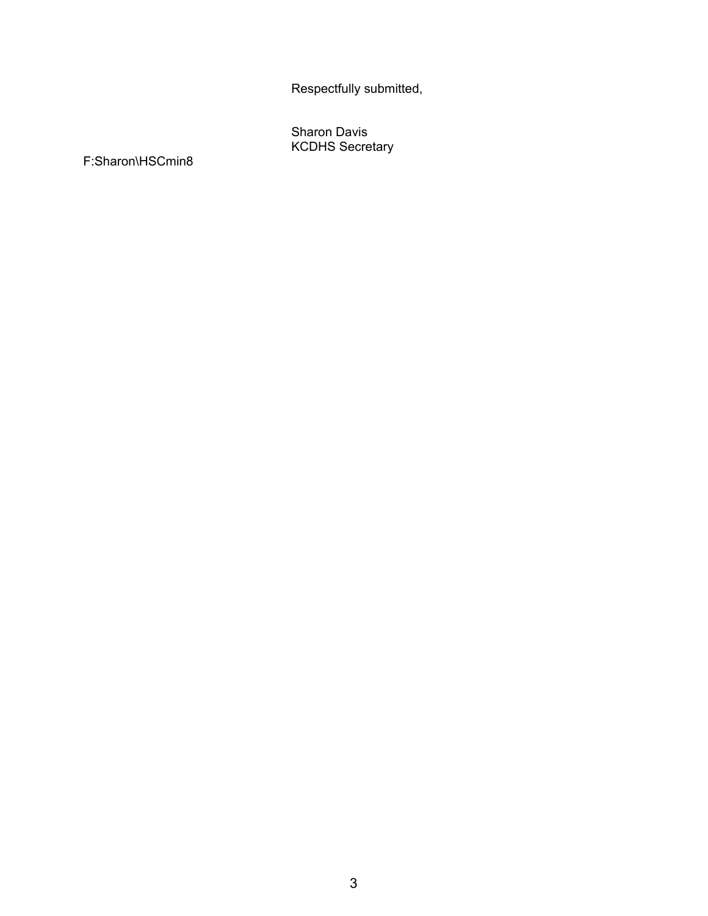Respectfully submitted,

Sharon Davis
KCDHS Secretary

F:Sharon\HSCmin8